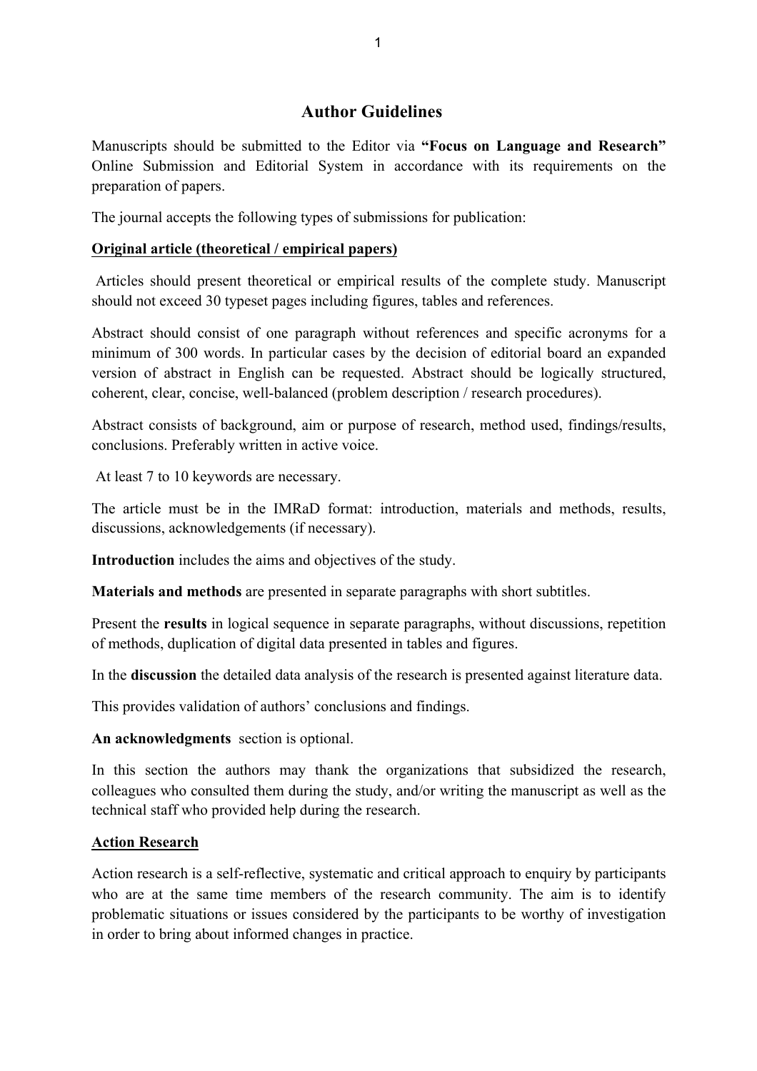# Author Guidelines

Manuscripts should be submitted to the Editor via **"Focus on Language and Research"** Online Submission and Editorial System in accordance with its requirements on the preparation of papers.

The journal accepts the following types of submissions for publication:

**Original article (theoretical / empirical papers)**

Articles should present theoretical or empirical results of the complete study. Manuscript should not exceed 30 typeset pages including figures, tables and references.

Abstract should consist of one paragraph without references and specific acronyms for a minimum of 300 words. In particular cases by the decision of editorial board an expanded version of abstract in English can be requested. Abstract should be logically structured, coherent, clear, concise, well-balanced (problem description / research procedures).

Abstract consists of background, aim or purpose of research, method used, findings/results, conclusions. Preferably written in active voice.

At least 7 to 10 keywords are necessary.

The article must be in the IMRaD format: introduction, materials and methods, results, discussions, acknowledgements (if necessary).

**Introduction** includes the aims and objectives of the study.

**Materials and methods** are presented in separate paragraphs with short subtitles.

Present the **results** in logical sequence in separate paragraphs, without discussions, repetition of methods, duplication of digital data presented in tables and figures.

In the **discussion** the detailed data analysis of the research is presented against literature data.

This provides validation of authors' conclusions and findings.

**An acknowledgments** section is optional.

In this section the authors may thank the organizations that subsidized the research, colleagues who consulted them during the study, and/or writing the manuscript as well as the technical staff who provided help during the research.

**Action Research**

Action research is a self-reflective, systematic and critical approach to enquiry by participants who are at the same time members of the research community. The aim is to identify problematic situations or issues considered by the participants to be worthy of investigation in order to bring about informed changes in practice.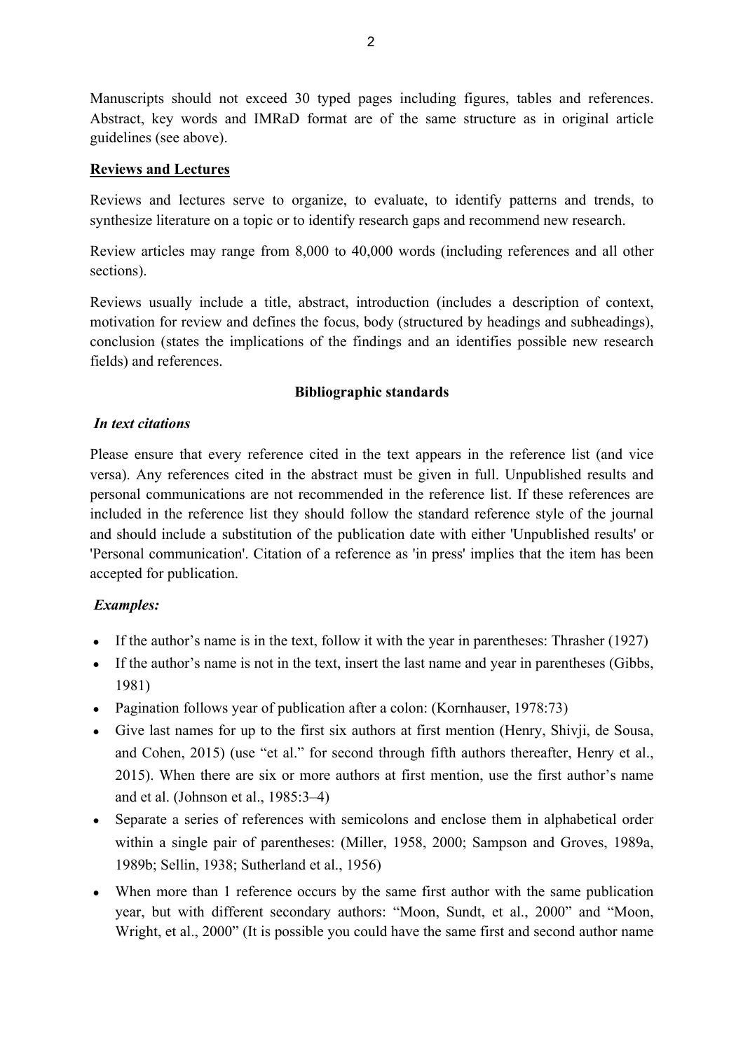Manuscripts should not exceed 30 typed pages including figures, tables and references. Abstract, key words and IMRaD format are of the same structure as in original article guidelines (see above).

**Reviews and Lectures**

Reviews and lectures serve to organize, to evaluate, to identify patterns and trends, to synthesize literature on a topic or to identify research gaps and recommend new research.

Review articles may range from 8,000 to 40,000 words (including references and all other sections).

Reviews usually include a title, abstract, introduction (includes a description of context, motivation for review and defines the focus, body (structured by headings and subheadings), conclusion (states the implications of the findings and an identifies possible new research fields) and references.

## Bibliographic standards

***In text citations***

Please ensure that every reference cited in the text appears in the reference list (and vice versa). Any references cited in the abstract must be given in full. Unpublished results and personal communications are not recommended in the reference list. If these references are included in the reference list they should follow the standard reference style of the journal and should include a substitution of the publication date with either 'Unpublished results' or 'Personal communication'. Citation of a reference as 'in press' implies that the item has been accepted for publication.

***Examples:***

- If the author's name is in the text, follow it with the year in parentheses: Thrasher (1927)
- If the author's name is not in the text, insert the last name and year in parentheses (Gibbs, 1981)
- Pagination follows year of publication after a colon: (Kornhauser, 1978:73)
- Give last names for up to the first six authors at first mention (Henry, Shivji, de Sousa, and Cohen, 2015) (use "et al." for second through fifth authors thereafter, Henry et al., 2015). When there are six or more authors at first mention, use the first author's name and et al. (Johnson et al., 1985:3–4)
- Separate a series of references with semicolons and enclose them in alphabetical order within a single pair of parentheses: (Miller, 1958, 2000; Sampson and Groves, 1989a, 1989b; Sellin, 1938; Sutherland et al., 1956)
- When more than 1 reference occurs by the same first author with the same publication year, but with different secondary authors: "Moon, Sundt, et al., 2000" and "Moon, Wright, et al., 2000" (It is possible you could have the same first and second author name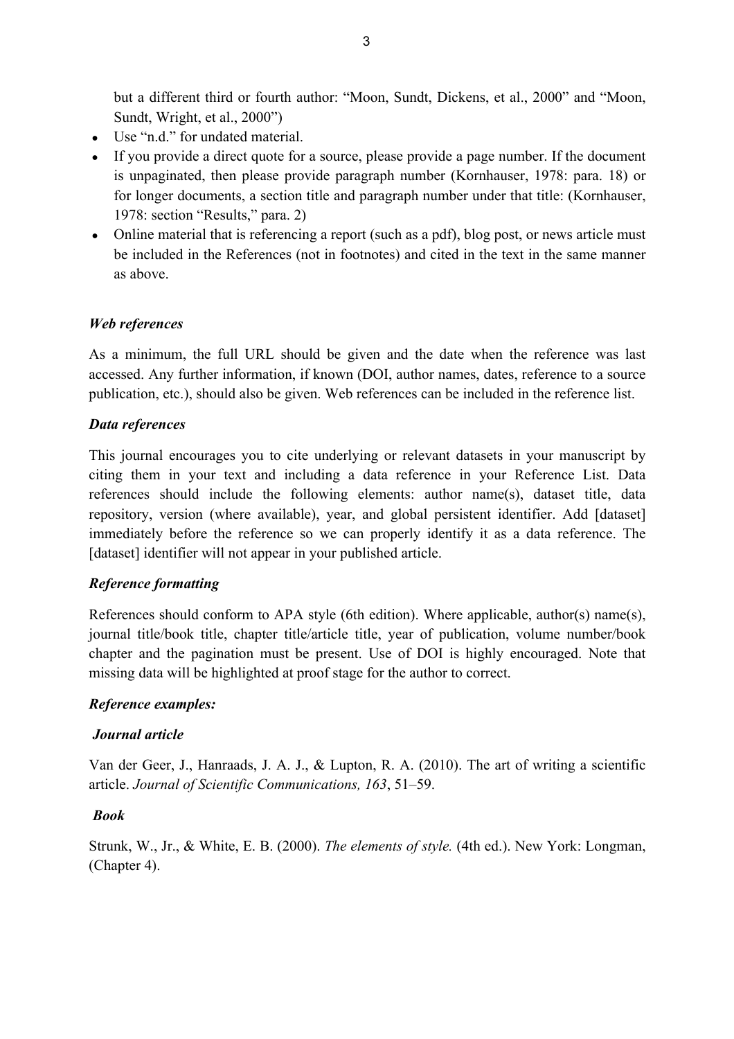but a different third or fourth author: “Moon, Sundt, Dickens, et al., 2000” and “Moon, Sundt, Wright, et al., 2000”)

- Use “n.d.” for undated material.
- If you provide a direct quote for a source, please provide a page number. If the document is unpaginated, then please provide paragraph number (Kornhauser, 1978: para. 18) or for longer documents, a section title and paragraph number under that title: (Kornhauser, 1978: section “Results,” para. 2)
- Online material that is referencing a report (such as a pdf), blog post, or news article must be included in the References (not in footnotes) and cited in the text in the same manner as above.

***Web references***

As a minimum, the full URL should be given and the date when the reference was last accessed. Any further information, if known (DOI, author names, dates, reference to a source publication, etc.), should also be given. Web references can be included in the reference list.

***Data references***

This journal encourages you to cite underlying or relevant datasets in your manuscript by citing them in your text and including a data reference in your Reference List. Data references should include the following elements: author name(s), dataset title, data repository, version (where available), year, and global persistent identifier. Add [dataset] immediately before the reference so we can properly identify it as a data reference. The [dataset] identifier will not appear in your published article.

***Reference formatting***

References should conform to APA style (6th edition). Where applicable, author(s) name(s), journal title/book title, chapter title/article title, year of publication, volume number/book chapter and the pagination must be present. Use of DOI is highly encouraged. Note that missing data will be highlighted at proof stage for the author to correct.

***Reference examples:***

***Journal article***

Van der Geer, J., Hanraads, J. A. J., & Lupton, R. A. (2010). The art of writing a scientific article. *Journal of Scientific Communications, 163*, 51–59.

***Book***

Strunk, W., Jr., & White, E. B. (2000). *The elements of style.* (4th ed.). New York: Longman, (Chapter 4).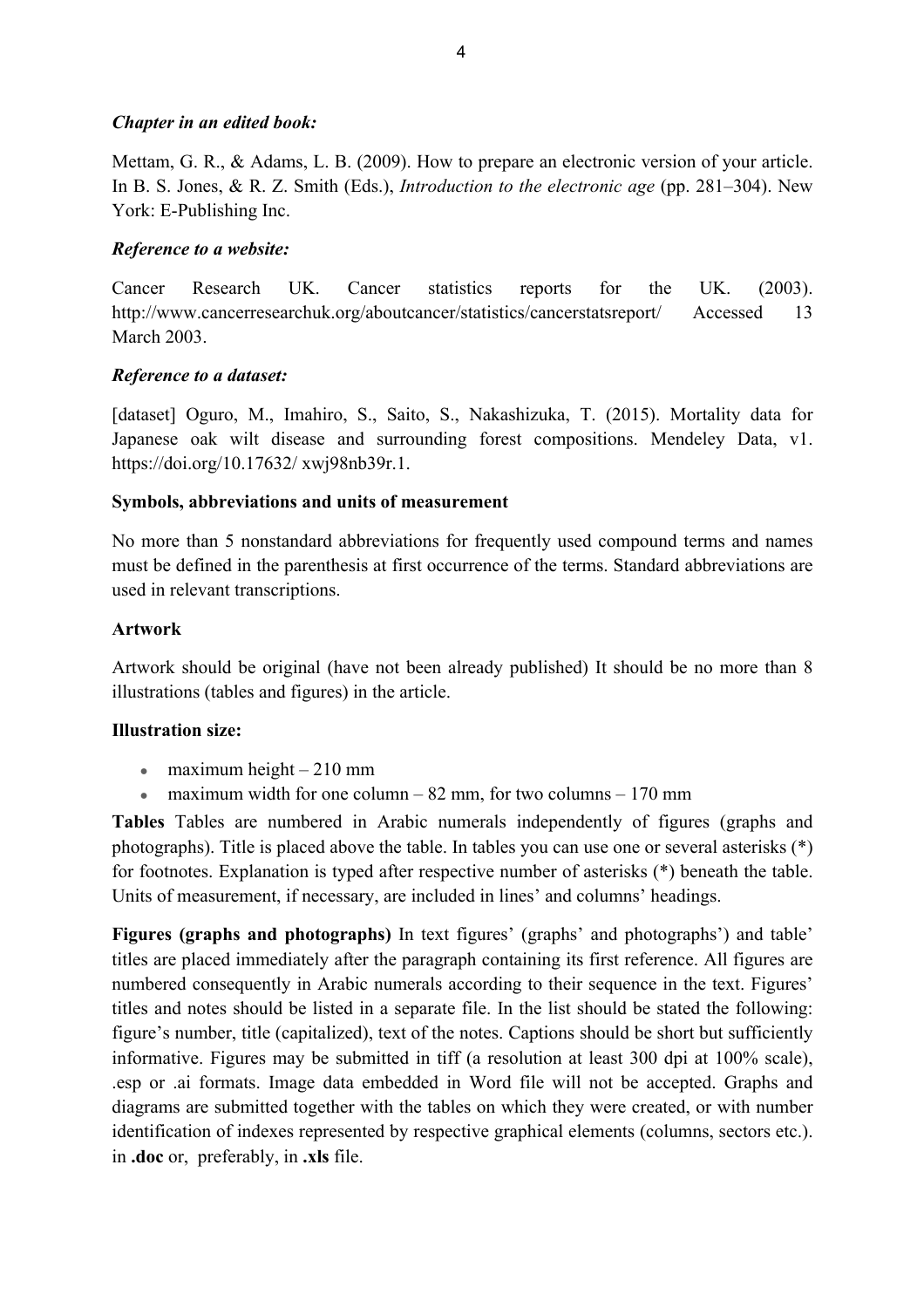***Chapter in an edited book:***

Mettam, G. R., & Adams, L. B. (2009). How to prepare an electronic version of your article. In B. S. Jones, & R. Z. Smith (Eds.), *Introduction to the electronic age* (pp. 281–304). New York: E-Publishing Inc.

***Reference to a website:***

Cancer Research UK. Cancer statistics reports for the UK. (2003). http://www.cancerresearchuk.org/aboutcancer/statistics/cancerstatsreport/ Accessed 13 March 2003.

***Reference to a dataset:***

[dataset] Oguro, M., Imahiro, S., Saito, S., Nakashizuka, T. (2015). Mortality data for Japanese oak wilt disease and surrounding forest compositions. Mendeley Data, v1. https://doi.org/10.17632/ xwj98nb39r.1.

**Symbols, abbreviations and units of measurement**

No more than 5 nonstandard abbreviations for frequently used compound terms and names must be defined in the parenthesis at first occurrence of the terms. Standard abbreviations are used in relevant transcriptions.

**Artwork**

Artwork should be original (have not been already published) It should be no more than 8 illustrations (tables and figures) in the article.

**Illustration size:**

- maximum height – 210 mm
- maximum width for one column – 82 mm, for two columns – 170 mm

**Tables** Tables are numbered in Arabic numerals independently of figures (graphs and photographs). Title is placed above the table. In tables you can use one or several asterisks (*) for footnotes. Explanation is typed after respective number of asterisks (*) beneath the table. Units of measurement, if necessary, are included in lines' and columns' headings.

**Figures (graphs and photographs)** In text figures' (graphs' and photographs') and table' titles are placed immediately after the paragraph containing its first reference. All figures are numbered consequently in Arabic numerals according to their sequence in the text. Figures' titles and notes should be listed in a separate file. In the list should be stated the following: figure's number, title (capitalized), text of the notes. Captions should be short but sufficiently informative. Figures may be submitted in tiff (a resolution at least 300 dpi at 100% scale), .esp or .ai formats. Image data embedded in Word file will not be accepted. Graphs and diagrams are submitted together with the tables on which they were created, or with number identification of indexes represented by respective graphical elements (columns, sectors etc.). in **.doc** or, preferably, in **.xls** file.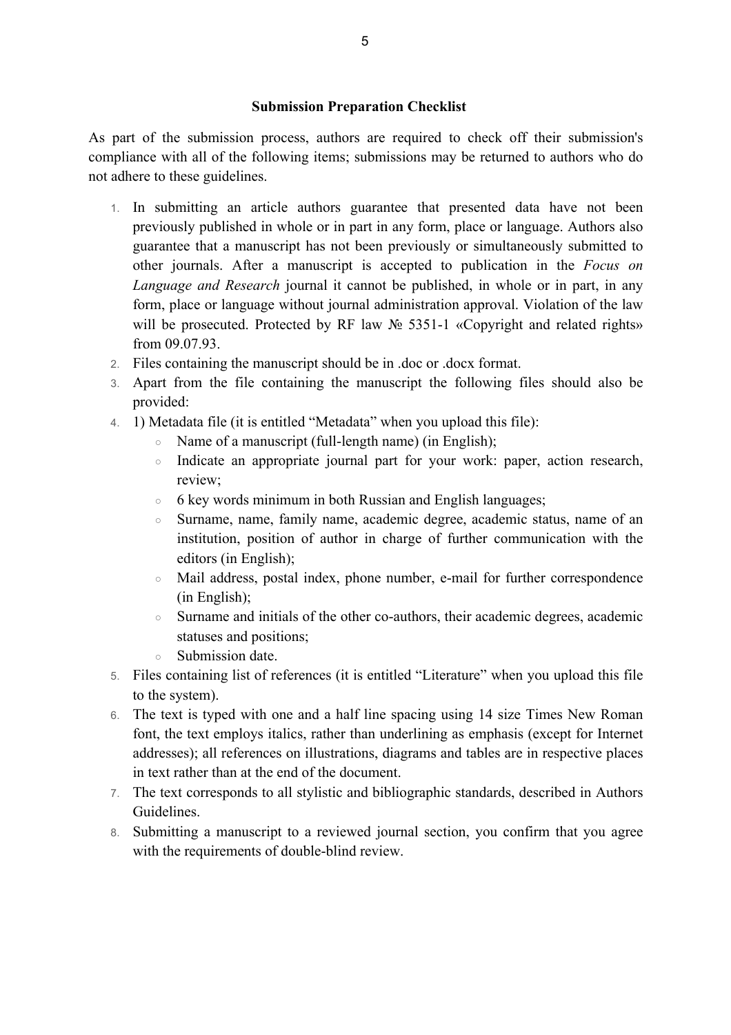**Submission Preparation Checklist**

As part of the submission process, authors are required to check off their submission's compliance with all of the following items; submissions may be returned to authors who do not adhere to these guidelines.

1. In submitting an article authors guarantee that presented data have not been previously published in whole or in part in any form, place or language. Authors also guarantee that a manuscript has not been previously or simultaneously submitted to other journals. After a manuscript is accepted to publication in the *Focus on Language and Research* journal it cannot be published, in whole or in part, in any form, place or language without journal administration approval. Violation of the law will be prosecuted. Protected by RF law № 5351-1 «Copyright and related rights» from 09.07.93.
2. Files containing the manuscript should be in .doc or .docx format.
3. Apart from the file containing the manuscript the following files should also be provided:
4. 1) Metadata file (it is entitled "Metadata" when you upload this file):
   - Name of a manuscript (full-length name) (in English);
   - Indicate an appropriate journal part for your work: paper, action research, review;
   - 6 key words minimum in both Russian and English languages;
   - Surname, name, family name, academic degree, academic status, name of an institution, position of author in charge of further communication with the editors (in English);
   - Mail address, postal index, phone number, e-mail for further correspondence (in English);
   - Surname and initials of the other co-authors, their academic degrees, academic statuses and positions;
   - Submission date.
5. Files containing list of references (it is entitled "Literature" when you upload this file to the system).
6. The text is typed with one and a half line spacing using 14 size Times New Roman font, the text employs italics, rather than underlining as emphasis (except for Internet addresses); all references on illustrations, diagrams and tables are in respective places in text rather than at the end of the document.
7. The text corresponds to all stylistic and bibliographic standards, described in Authors Guidelines.
8. Submitting a manuscript to a reviewed journal section, you confirm that you agree with the requirements of double-blind review.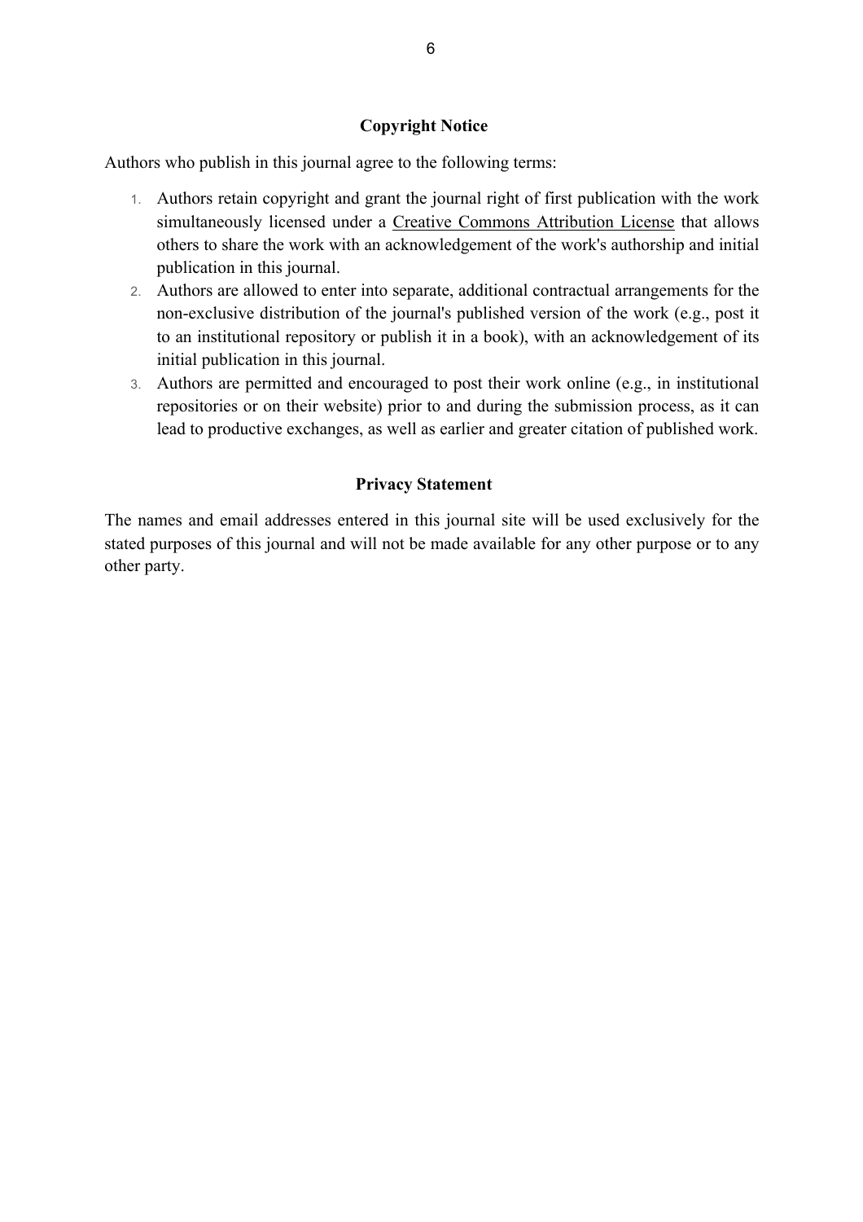## Copyright Notice

Authors who publish in this journal agree to the following terms:

1. Authors retain copyright and grant the journal right of first publication with the work simultaneously licensed under a Creative Commons Attribution License that allows others to share the work with an acknowledgement of the work's authorship and initial publication in this journal.
2. Authors are allowed to enter into separate, additional contractual arrangements for the non-exclusive distribution of the journal's published version of the work (e.g., post it to an institutional repository or publish it in a book), with an acknowledgement of its initial publication in this journal.
3. Authors are permitted and encouraged to post their work online (e.g., in institutional repositories or on their website) prior to and during the submission process, as it can lead to productive exchanges, as well as earlier and greater citation of published work.

## Privacy Statement

The names and email addresses entered in this journal site will be used exclusively for the stated purposes of this journal and will not be made available for any other purpose or to any other party.